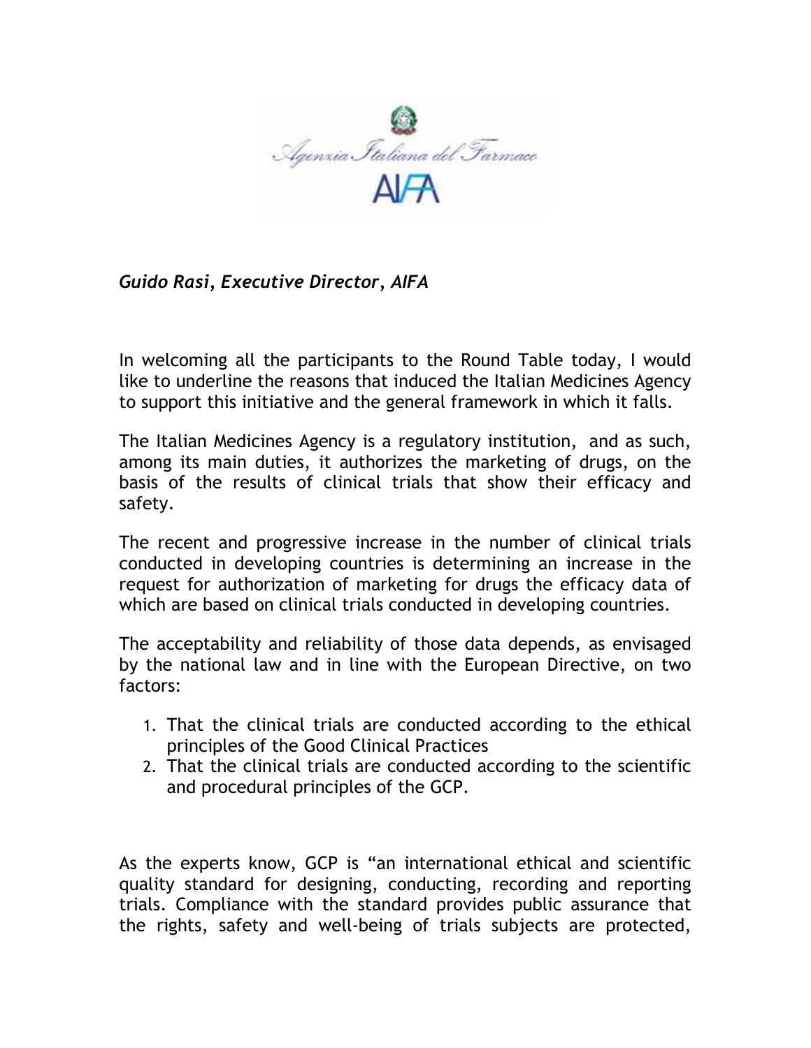*Guido Rasi, Executive Director, AIFA*

In welcoming all the participants to the Round Table today, I would like to underline the reasons that induced the Italian Medicines Agency to support this initiative and the general framework in which it falls.

The Italian Medicines Agency is a regulatory institution, and as such, among its main duties, it authorizes the marketing of drugs, on the basis of the results of clinical trials that show their efficacy and safety.

The recent and progressive increase in the number of clinical trials conducted in developing countries is determining an increase in the request for authorization of marketing for drugs the efficacy data of which are based on clinical trials conducted in developing countries.

The acceptability and reliability of those data depends, as envisaged by the national law and in line with the European Directive, on two factors:

1. That the clinical trials are conducted according to the ethical principles of the Good Clinical Practices
2. That the clinical trials are conducted according to the scientific and procedural principles of the GCP.

As the experts know, GCP is "an international ethical and scientific quality standard for designing, conducting, recording and reporting trials. Compliance with the standard provides public assurance that the rights, safety and well-being of trials subjects are protected,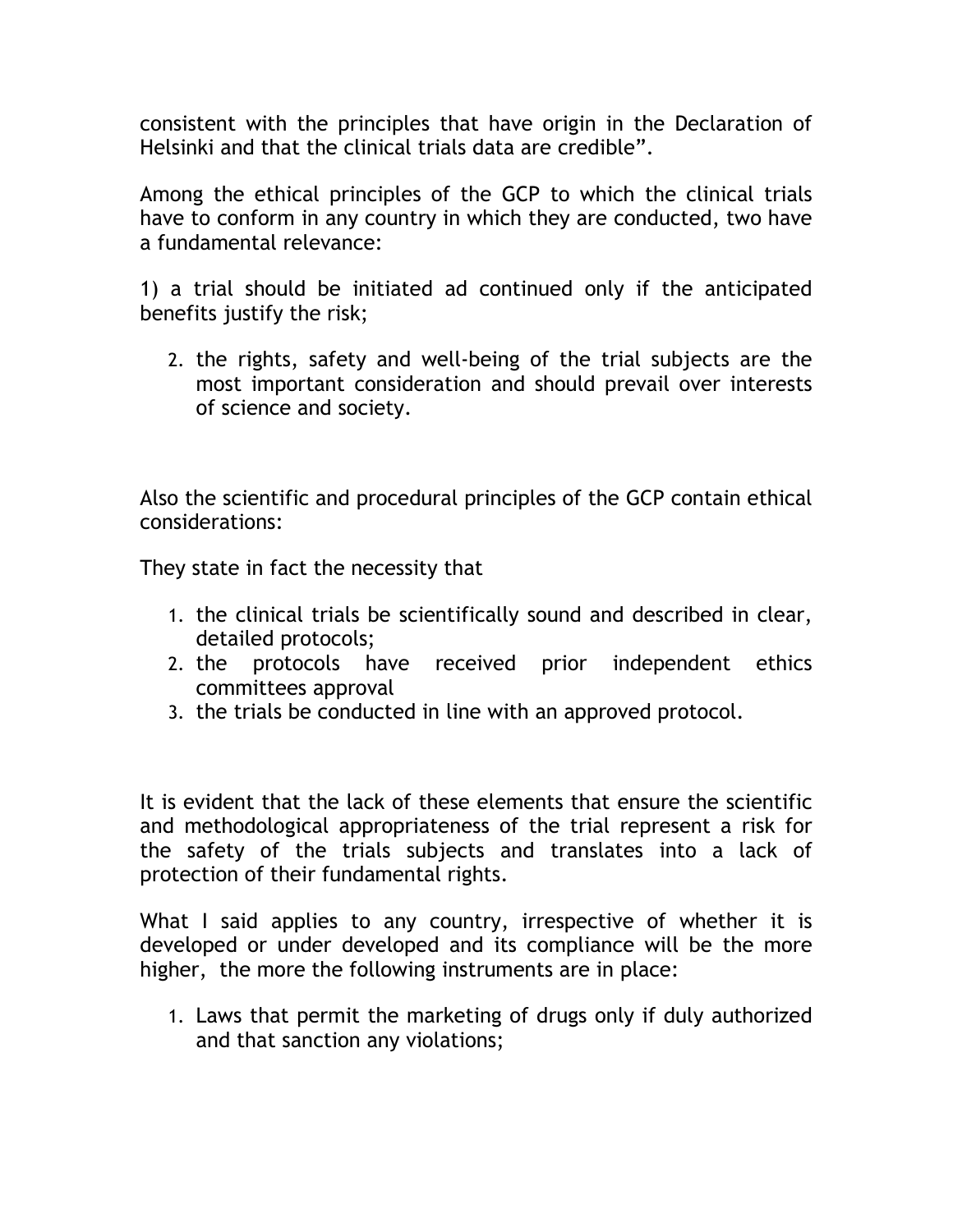consistent with the principles that have origin in the Declaration of Helsinki and that the clinical trials data are credible".

Among the ethical principles of the GCP to which the clinical trials have to conform in any country in which they are conducted, two have a fundamental relevance:

1) a trial should be initiated ad continued only if the anticipated benefits justify the risk;

2. the rights, safety and well-being of the trial subjects are the most important consideration and should prevail over interests of science and society.

Also the scientific and procedural principles of the GCP contain ethical considerations:

They state in fact the necessity that

1. the clinical trials be scientifically sound and described in clear, detailed protocols;
2. the protocols have received prior independent ethics committees approval
3. the trials be conducted in line with an approved protocol.

It is evident that the lack of these elements that ensure the scientific and methodological appropriateness of the trial represent a risk for the safety of the trials subjects and translates into a lack of protection of their fundamental rights.

What I said applies to any country, irrespective of whether it is developed or under developed and its compliance will be the more higher, the more the following instruments are in place:

1. Laws that permit the marketing of drugs only if duly authorized and that sanction any violations;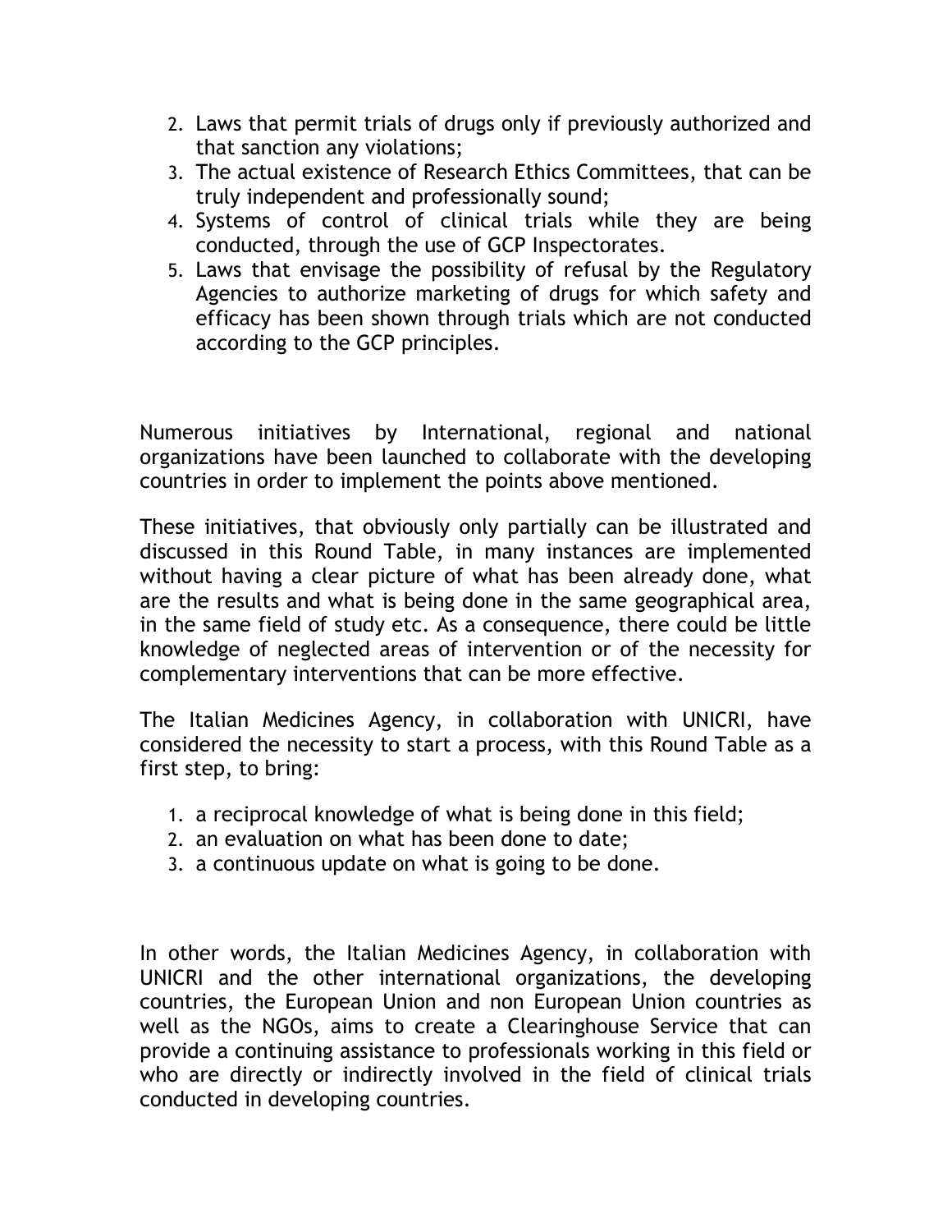2. Laws that permit trials of drugs only if previously authorized and that sanction any violations;
3. The actual existence of Research Ethics Committees, that can be truly independent and professionally sound;
4. Systems of control of clinical trials while they are being conducted, through the use of GCP Inspectorates.
5. Laws that envisage the possibility of refusal by the Regulatory Agencies to authorize marketing of drugs for which safety and efficacy has been shown through trials which are not conducted according to the GCP principles.

Numerous initiatives by International, regional and national organizations have been launched to collaborate with the developing countries in order to implement the points above mentioned.

These initiatives, that obviously only partially can be illustrated and discussed in this Round Table, in many instances are implemented without having a clear picture of what has been already done, what are the results and what is being done in the same geographical area, in the same field of study etc. As a consequence, there could be little knowledge of neglected areas of intervention or of the necessity for complementary interventions that can be more effective.

The Italian Medicines Agency, in collaboration with UNICRI, have considered the necessity to start a process, with this Round Table as a first step, to bring:

1. a reciprocal knowledge of what is being done in this field;
2. an evaluation on what has been done to date;
3. a continuous update on what is going to be done.

In other words, the Italian Medicines Agency, in collaboration with UNICRI and the other international organizations, the developing countries, the European Union and non European Union countries as well as the NGOs, aims to create a Clearinghouse Service that can provide a continuing assistance to professionals working in this field or who are directly or indirectly involved in the field of clinical trials conducted in developing countries.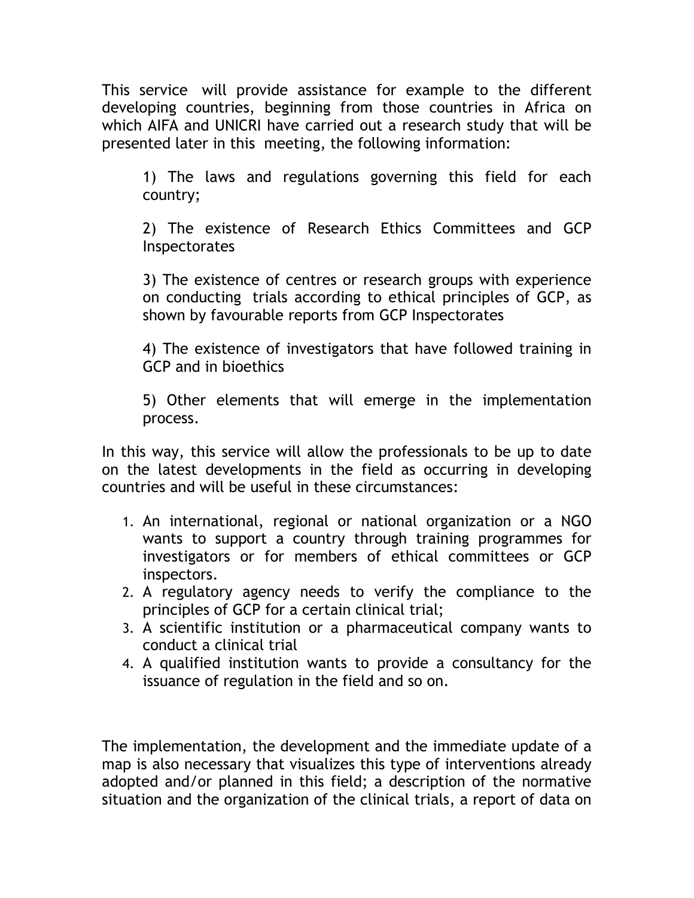This service will provide assistance for example to the different developing countries, beginning from those countries in Africa on which AIFA and UNICRI have carried out a research study that will be presented later in this meeting, the following information:

1) The laws and regulations governing this field for each country;

2) The existence of Research Ethics Committees and GCP Inspectorates

3) The existence of centres or research groups with experience on conducting trials according to ethical principles of GCP, as shown by favourable reports from GCP Inspectorates

4) The existence of investigators that have followed training in GCP and in bioethics

5) Other elements that will emerge in the implementation process.

In this way, this service will allow the professionals to be up to date on the latest developments in the field as occurring in developing countries and will be useful in these circumstances:

1. An international, regional or national organization or a NGO wants to support a country through training programmes for investigators or for members of ethical committees or GCP inspectors.
2. A regulatory agency needs to verify the compliance to the principles of GCP for a certain clinical trial;
3. A scientific institution or a pharmaceutical company wants to conduct a clinical trial
4. A qualified institution wants to provide a consultancy for the issuance of regulation in the field and so on.

The implementation, the development and the immediate update of a map is also necessary that visualizes this type of interventions already adopted and/or planned in this field; a description of the normative situation and the organization of the clinical trials, a report of data on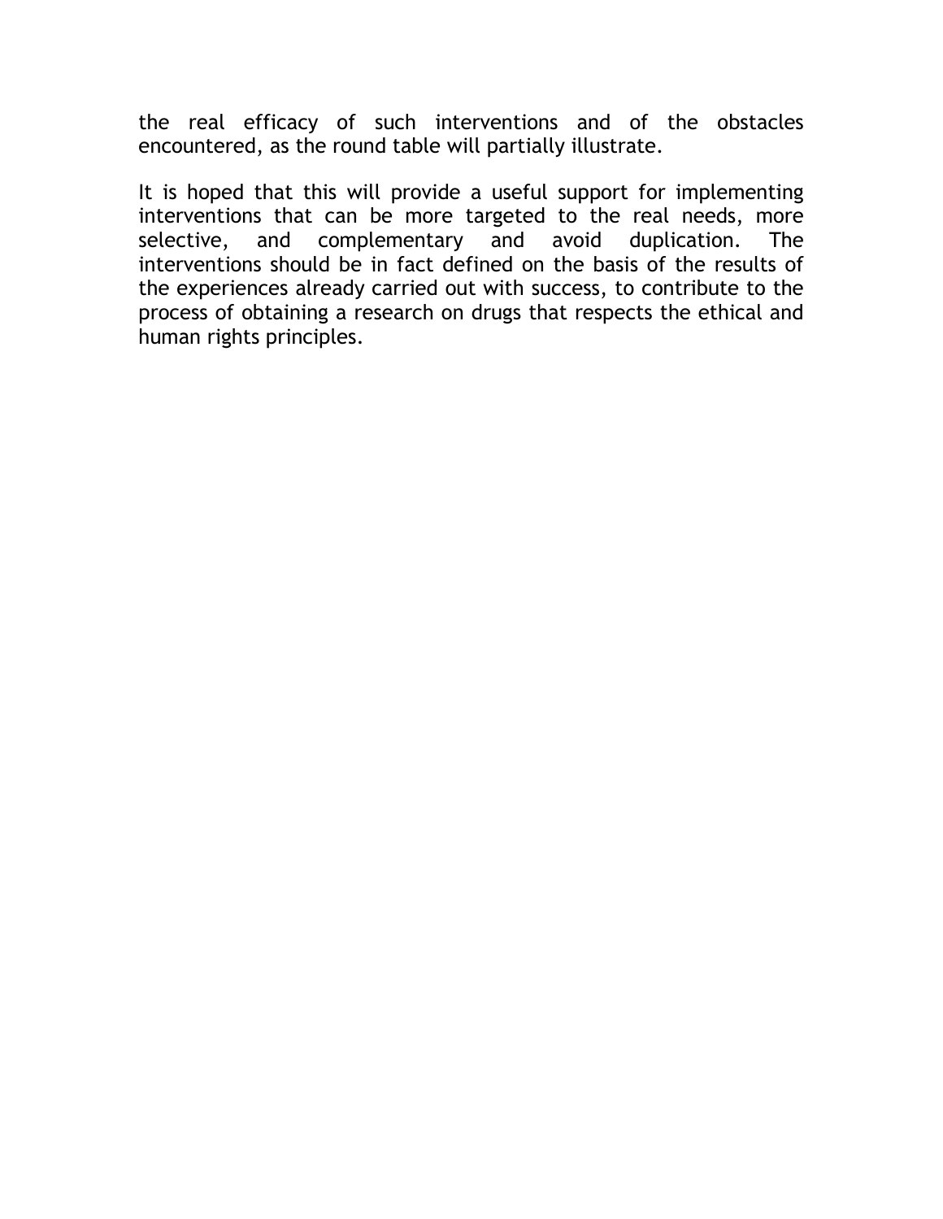the real efficacy of such interventions and of the obstacles encountered, as the round table will partially illustrate.

It is hoped that this will provide a useful support for implementing interventions that can be more targeted to the real needs, more selective, and complementary and avoid duplication. The interventions should be in fact defined on the basis of the results of the experiences already carried out with success, to contribute to the process of obtaining a research on drugs that respects the ethical and human rights principles.